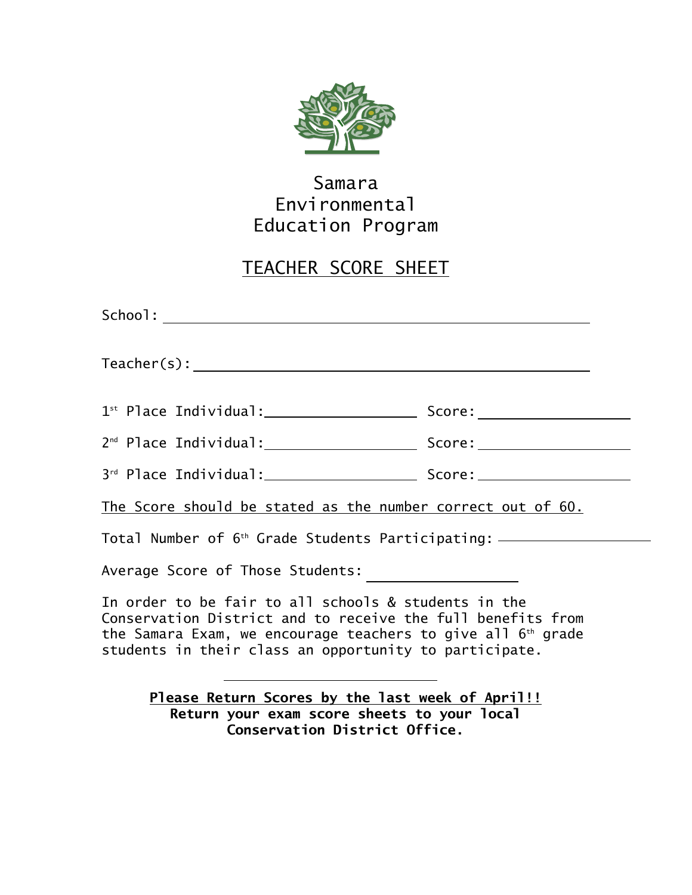# Samara Environmental Education Program

## TEACHER SCORE SHEET

School: ______________________________________________

Teacher(s): ______________________________________________

1st Place Individual: __________________ Score: __________________

2nd Place Individual: __________________ Score: __________________

3rd Place Individual: __________________ Score: __________________

The Score should be stated as the number correct out of 60.

Total Number of 6th Grade Students Participating: __________________

Average Score of Those Students: __________________

In order to be fair to all schools & students in the Conservation District and to receive the full benefits from the Samara Exam, we encourage teachers to give all 6th grade students in their class an opportunity to participate.

---

**Please Return Scores by the last week of April!!**
**Return your exam score sheets to your local Conservation District Office.**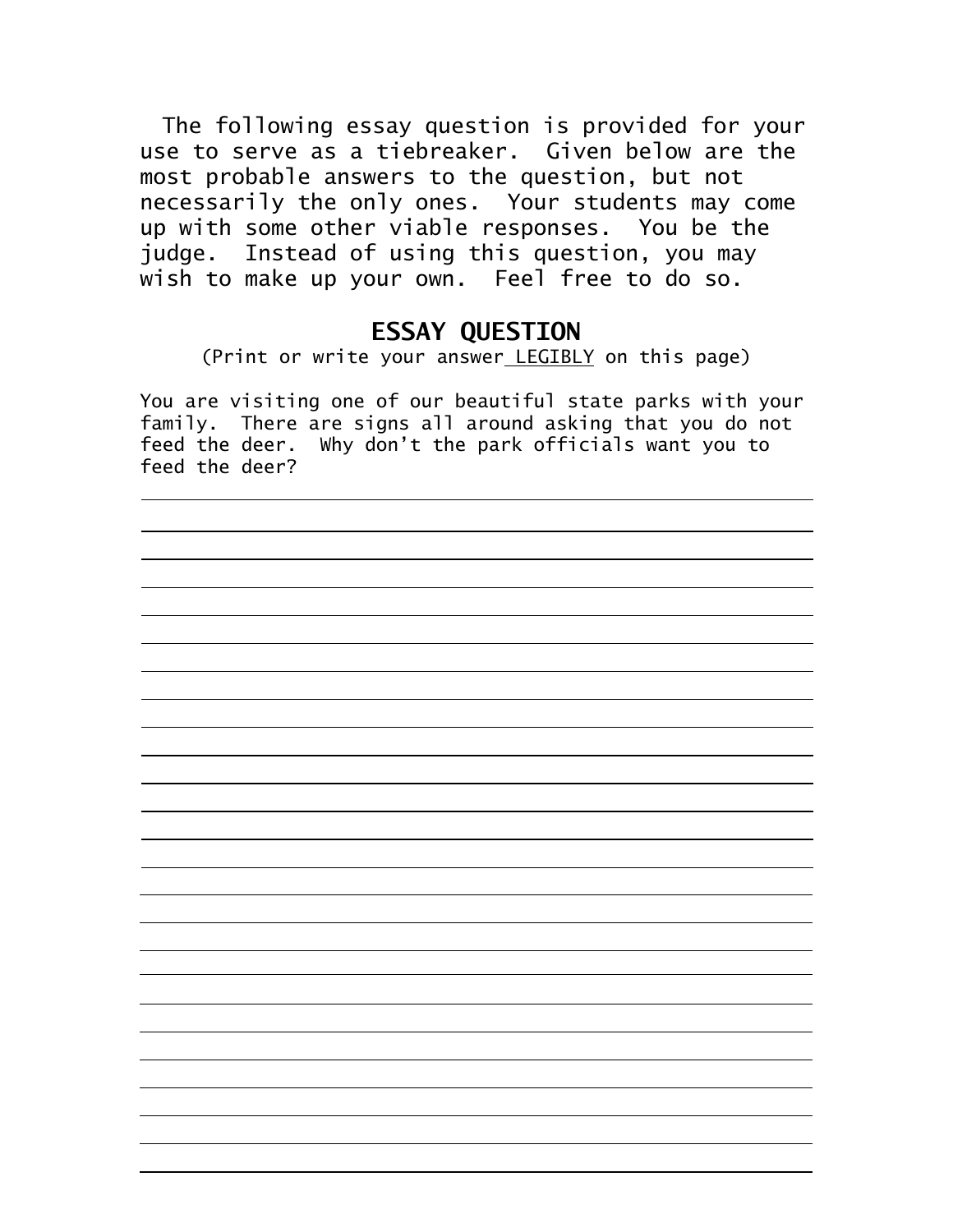The following essay question is provided for your use to serve as a tiebreaker. Given below are the most probable answers to the question, but not necessarily the only ones. Your students may come up with some other viable responses. You be the judge. Instead of using this question, you may wish to make up your own. Feel free to do so.

## ESSAY QUESTION

(Print or write your answer LEGIBLY on this page)

You are visiting one of our beautiful state parks with your family. There are signs all around asking that you do not feed the deer. Why don't the park officials want you to feed the deer?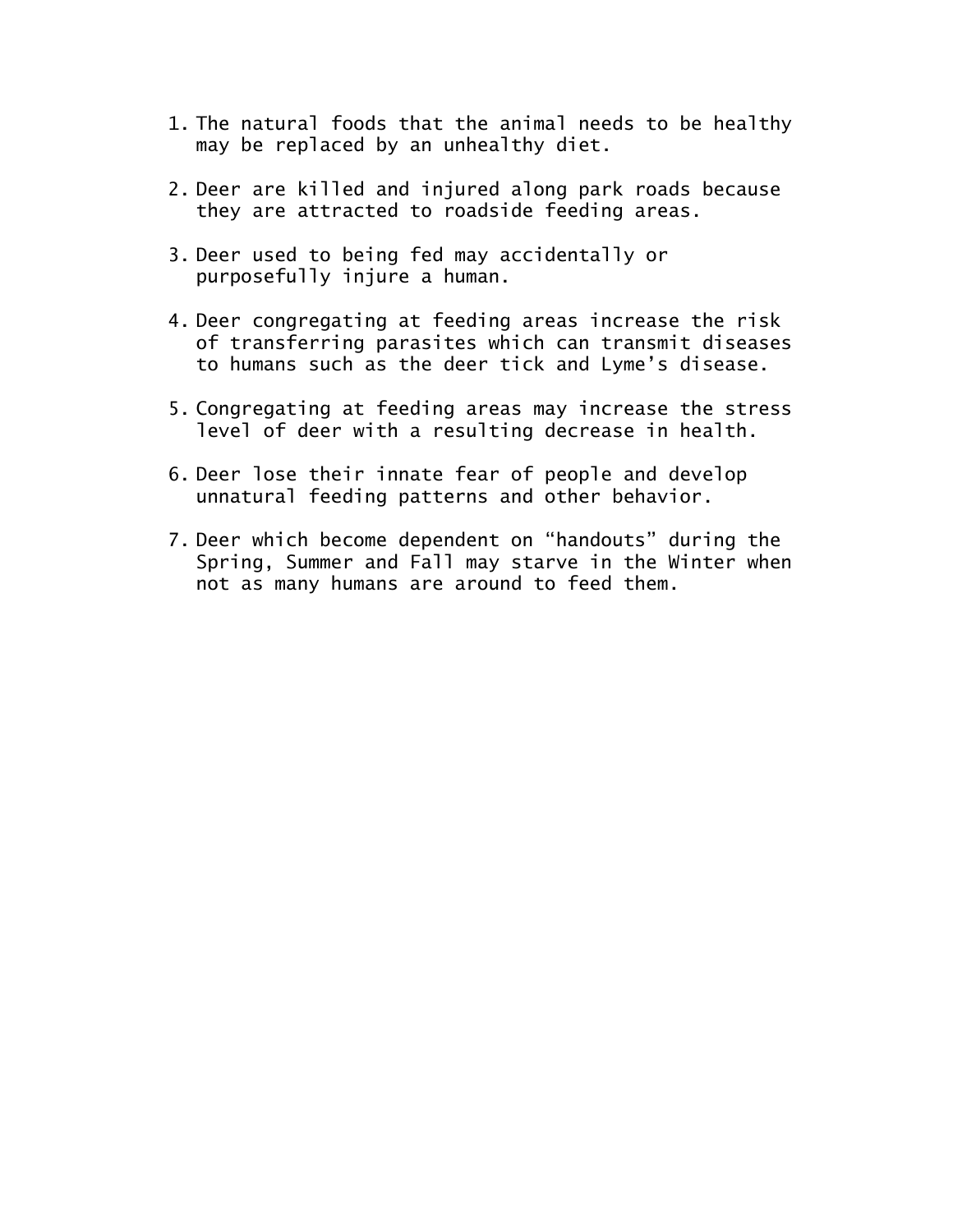1. The natural foods that the animal needs to be healthy may be replaced by an unhealthy diet.

2. Deer are killed and injured along park roads because they are attracted to roadside feeding areas.

3. Deer used to being fed may accidentally or purposefully injure a human.

4. Deer congregating at feeding areas increase the risk of transferring parasites which can transmit diseases to humans such as the deer tick and Lyme's disease.

5. Congregating at feeding areas may increase the stress level of deer with a resulting decrease in health.

6. Deer lose their innate fear of people and develop unnatural feeding patterns and other behavior.

7. Deer which become dependent on "handouts" during the Spring, Summer and Fall may starve in the Winter when not as many humans are around to feed them.